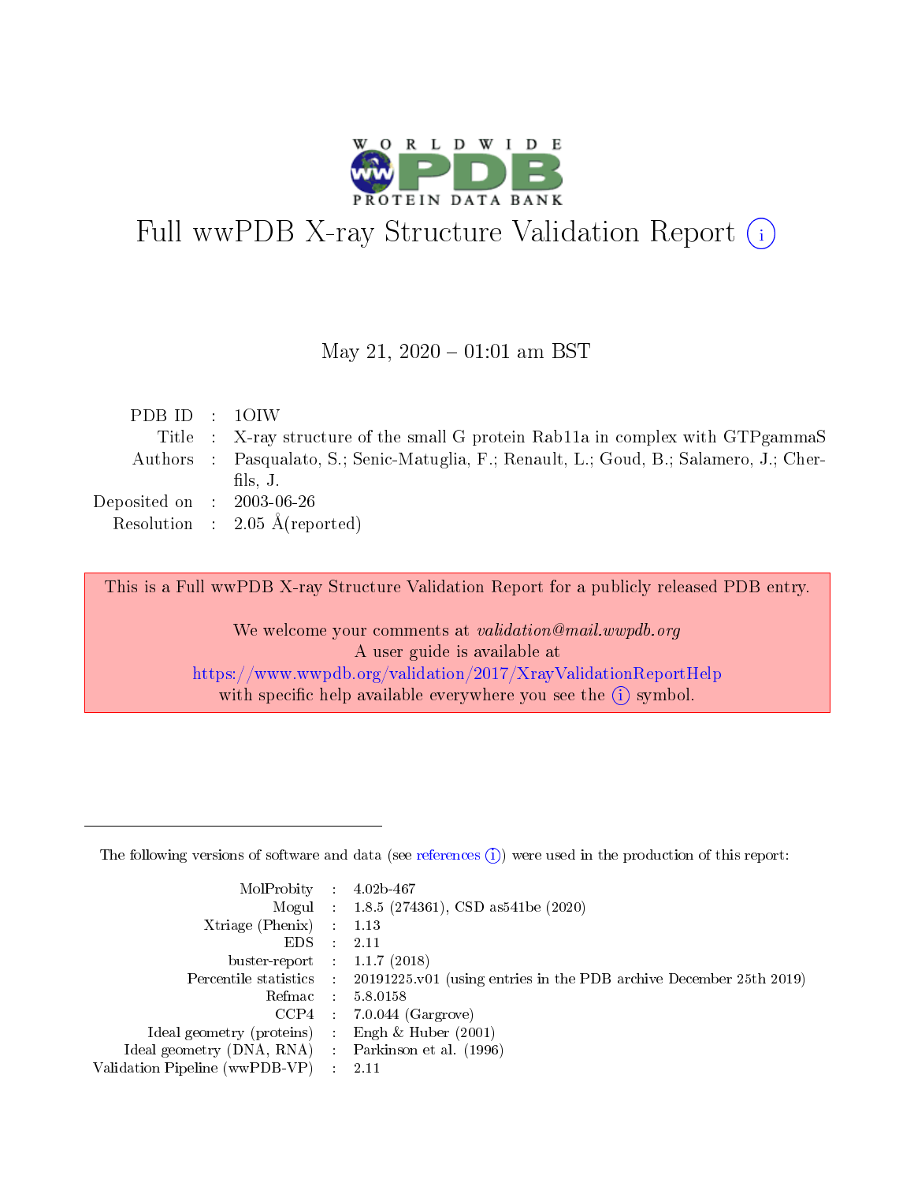# Full wwPDB X-ray Structure Validation Report (i)

May 21, 2020 – 01:01 am BST

| | | |
|---|---|---|
| PDB ID | : | 1OIW |
| Title | : | X-ray structure of the small G protein Rab11a in complex with GTPgammaS |
| Authors | : | Pasqualato, S.; Senic-Matuglia, F.; Renault, L.; Goud, B.; Salamero, J.; Cherfils, J. |
| Deposited on | : | 2003-06-26 |
| Resolution | : | 2.05 Å(reported) |

This is a Full wwPDB X-ray Structure Validation Report for a publicly released PDB entry.

We welcome your comments at *validation@mail.wwpdb.org*
A user guide is available at
https://www.wwpdb.org/validation/2017/XrayValidationReportHelp
with specific help available everywhere you see the (i) symbol.

---

The following versions of software and data (see references (i)) were used in the production of this report:

| | | |
|---|---|---|
| MolProbity | : | 4.02b-467 |
| Mogul | : | 1.8.5 (274361), CSD as541be (2020) |
| Xtriage (Phenix) | : | 1.13 |
| EDS | : | 2.11 |
| buster-report | : | 1.1.7 (2018) |
| Percentile statistics | : | 20191225.v01 (using entries in the PDB archive December 25th 2019) |
| Refmac | : | 5.8.0158 |
| CCP4 | : | 7.0.044 (Gargrove) |
| Ideal geometry (proteins) | : | Engh & Huber (2001) |
| Ideal geometry (DNA, RNA) | : | Parkinson et al. (1996) |
| Validation Pipeline (wwPDB-VP) | : | 2.11 |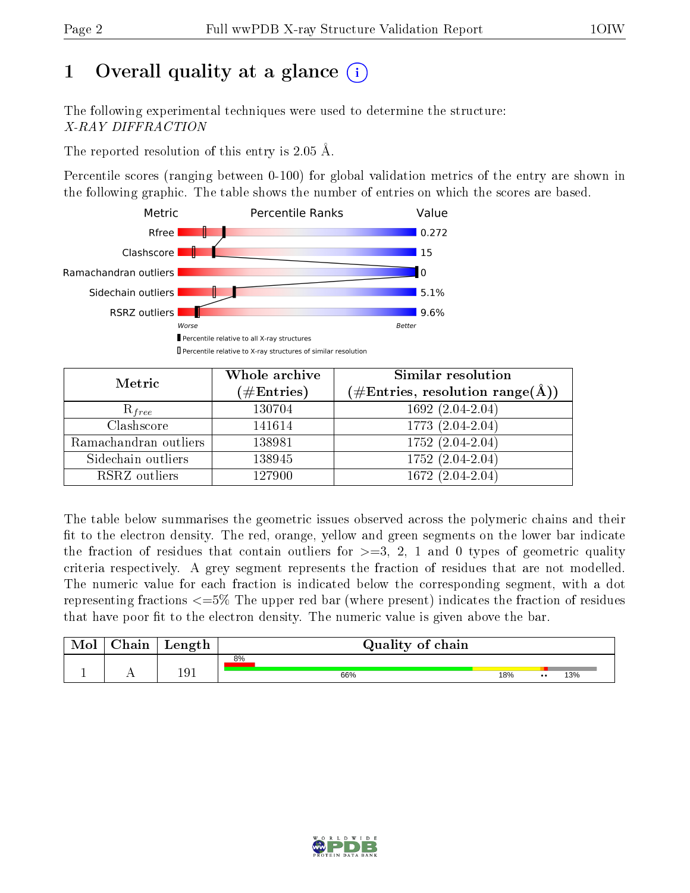# 1 Overall quality at a glance (i)

The following experimental techniques were used to determine the structure: *X-RAY DIFFRACTION*

The reported resolution of this entry is 2.05 Å.

Percentile scores (ranging between 0-100) for global validation metrics of the entry are shown in the following graphic. The table shows the number of entries on which the scores are based.

| Metric | Value |
|---|---|
| Rfree | 0.272 |
| Clashscore | 15 |
| Ramachandran outliers | 0 |
| Sidechain outliers | 5.1% |
| RSRZ outliers | 9.6% |

Worse — Better

▮ Percentile relative to all X-ray structures
▯ Percentile relative to X-ray structures of similar resolution

| Metric | Whole archive (#Entries) | Similar resolution (#Entries, resolution range(Å)) |
|---|---|---|
| $R_{free}$ | 130704 | 1692 (2.04-2.04) |
| Clashscore | 141614 | 1773 (2.04-2.04) |
| Ramachandran outliers | 138981 | 1752 (2.04-2.04) |
| Sidechain outliers | 138945 | 1752 (2.04-2.04) |
| RSRZ outliers | 127900 | 1672 (2.04-2.04) |

The table below summarises the geometric issues observed across the polymeric chains and their fit to the electron density. The red, orange, yellow and green segments on the lower bar indicate the fraction of residues that contain outliers for >=3, 2, 1 and 0 types of geometric quality criteria respectively. A grey segment represents the fraction of residues that are not modelled. The numeric value for each fraction is indicated below the corresponding segment, with a dot representing fractions <=5% The upper red bar (where present) indicates the fraction of residues that have poor fit to the electron density. The numeric value is given above the bar.

| Mol | Chain | Length | Quality of chain |
|---|---|---|---|
| 1 | A | 191 | 8% (upper); 66%, 18%, ••, 13% |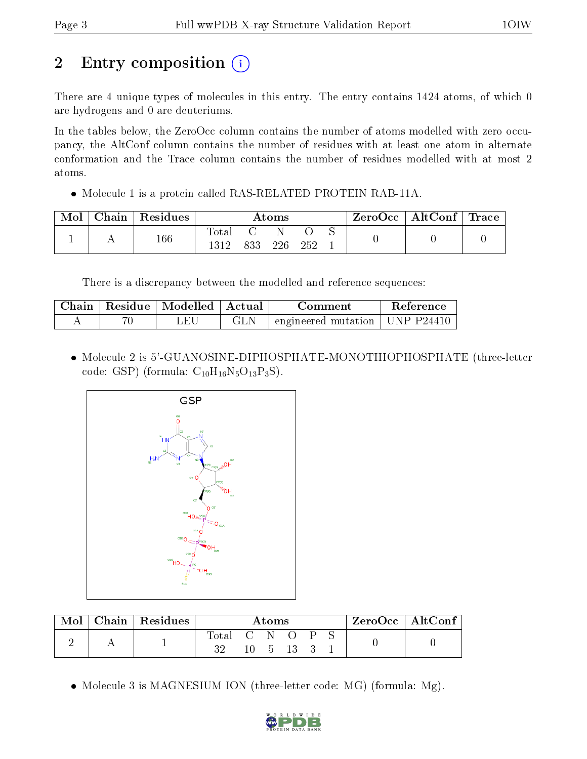## 2 Entry composition

There are 4 unique types of molecules in this entry. The entry contains 1424 atoms, of which 0 are hydrogens and 0 are deuteriums.

In the tables below, the ZeroOcc column contains the number of atoms modelled with zero occupancy, the AltConf column contains the number of residues with at least one atom in alternate conformation and the Trace column contains the number of residues modelled with at most 2 atoms.

- Molecule 1 is a protein called RAS-RELATED PROTEIN RAB-11A.

| Mol | Chain | Residues | Atoms | | | | | ZeroOcc | AltConf | Trace |
|---|---|---|---|---|---|---|---|---|---|---|
| 1 | A | 166 | Total<br>1312 | C<br>833 | N<br>226 | O<br>252 | S<br>1 | 0 | 0 | 0 |

There is a discrepancy between the modelled and reference sequences:

| Chain | Residue | Modelled | Actual | Comment | Reference |
|---|---|---|---|---|---|
| A | 70 | LEU | GLN | engineered mutation | UNP P24410 |

- Molecule 2 is 5'-GUANOSINE-DIPHOSPHATE-MONOTHIOPHOSPHATE (three-letter code: GSP) (formula: $C_{10}H_{16}N_5O_{13}P_3S$).

| Mol | Chain | Residues | Atoms | | | | | | ZeroOcc | AltConf |
|---|---|---|---|---|---|---|---|---|---|---|
| 2 | A | 1 | Total<br>32 | C<br>10 | N<br>5 | O<br>13 | P<br>3 | S<br>1 | 0 | 0 |

- Molecule 3 is MAGNESIUM ION (three-letter code: MG) (formula: Mg).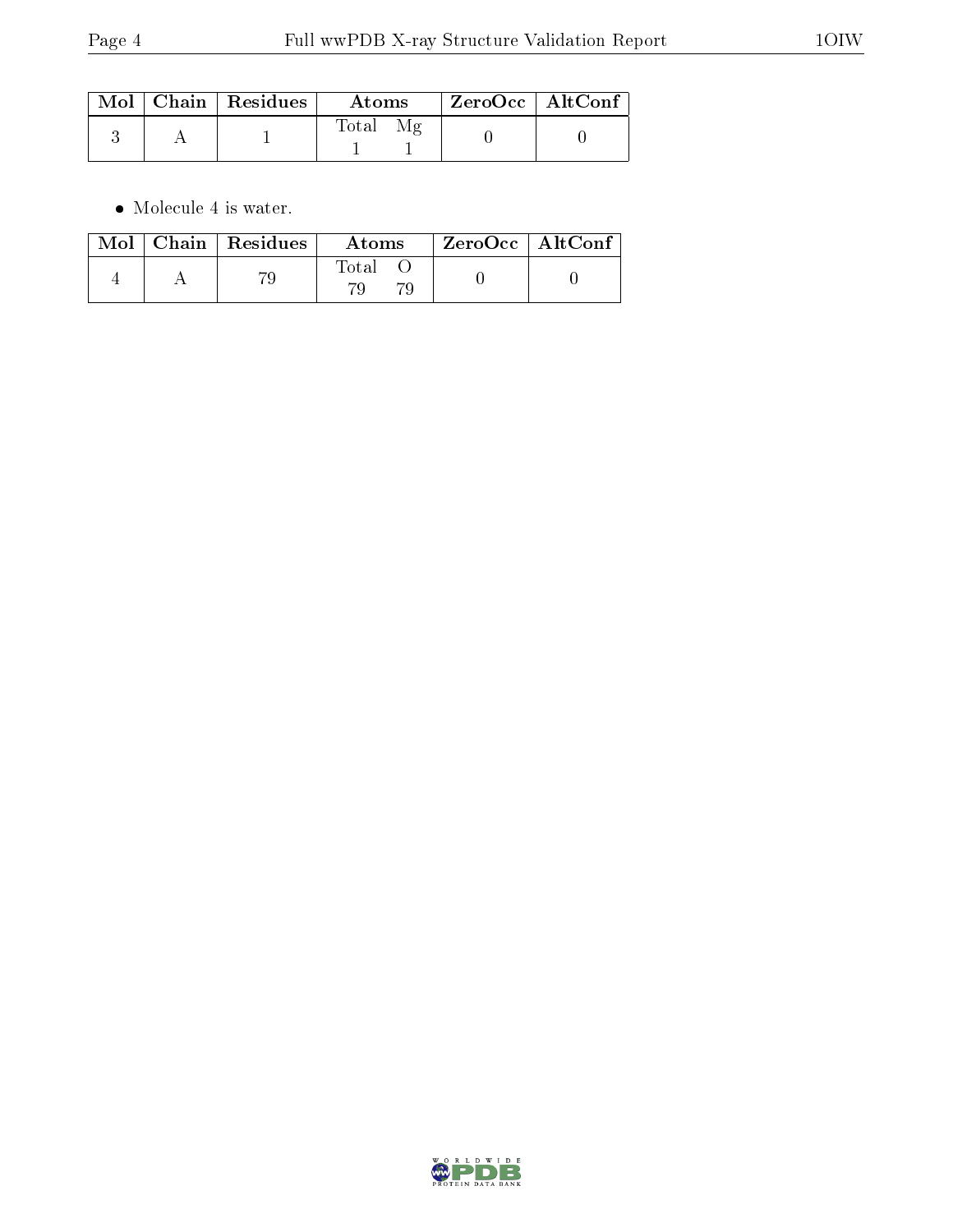| Mol | Chain | Residues | Atoms | | ZeroOcc | AltConf |
|---|---|---|---|---|---|---|
| | | | Total | Mg | | |
| 3 | A | 1 | 1 | 1 | 0 | 0 |

- Molecule 4 is water.

| Mol | Chain | Residues | Atoms | | ZeroOcc | AltConf |
|---|---|---|---|---|---|---|
| | | | Total | O | | |
| 4 | A | 79 | 79 | 79 | 0 | 0 |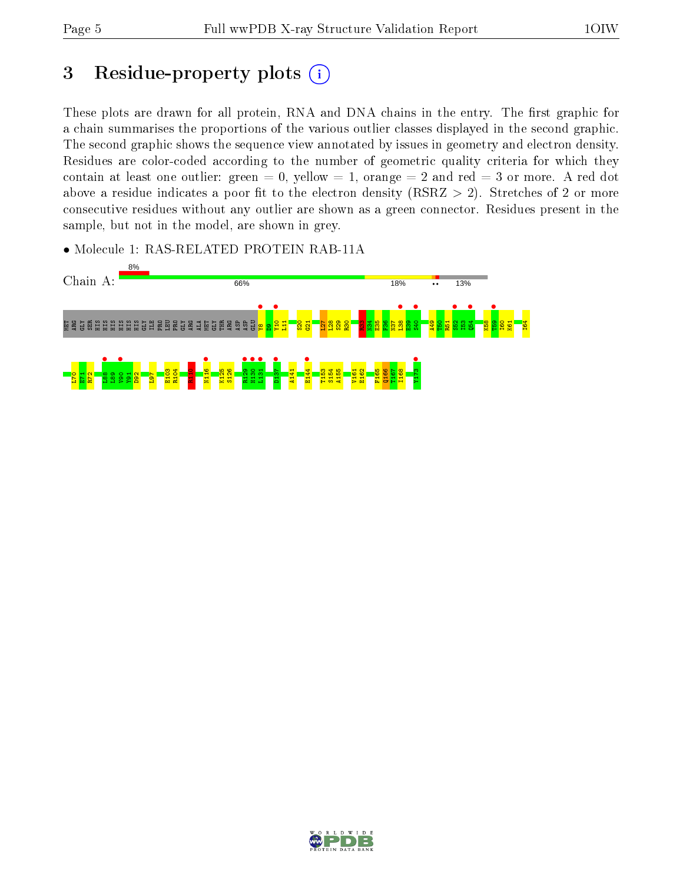# 3 Residue-property plots (i)

These plots are drawn for all protein, RNA and DNA chains in the entry. The first graphic for a chain summarises the proportions of the various outlier classes displayed in the second graphic. The second graphic shows the sequence view annotated by issues in geometry and electron density. Residues are color-coded according to the number of geometric quality criteria for which they contain at least one outlier: green = 0, yellow = 1, orange = 2 and red = 3 or more. A red dot above a residue indicates a poor fit to the electron density (RSRZ > 2). Stretches of 2 or more consecutive residues without any outlier are shown as a green connector. Residues present in the sample, but not in the model, are shown in grey.

- Molecule 1: RAS-RELATED PROTEIN RAB-11A

Chain A: 8% | 66% | 18% | •• | 13%

MET ARG GLY SER HIS HIS HIS HIS HIS HIS GLY ILE PRO LEU PRO GLY ARG ALA MET GLY THR ARG ASP ASP GLU Y8 D9 Y10 L11 S20 G21 L27 L28 S29 R30 K33 N34 E35 F36 N37 L38 E39 S40 A49 T50 R51 S52 I53 Q54 K58 T59 I60 K61 I64

L70 E71 R72 L88 L89 V90 Y91 D92 L97 E103 R104 K110 N116 K125 S126 R129 H130 L131 D137 A141 E144 T153 S154 A155 V161 E162 F165 Q166 T167 I168 Y173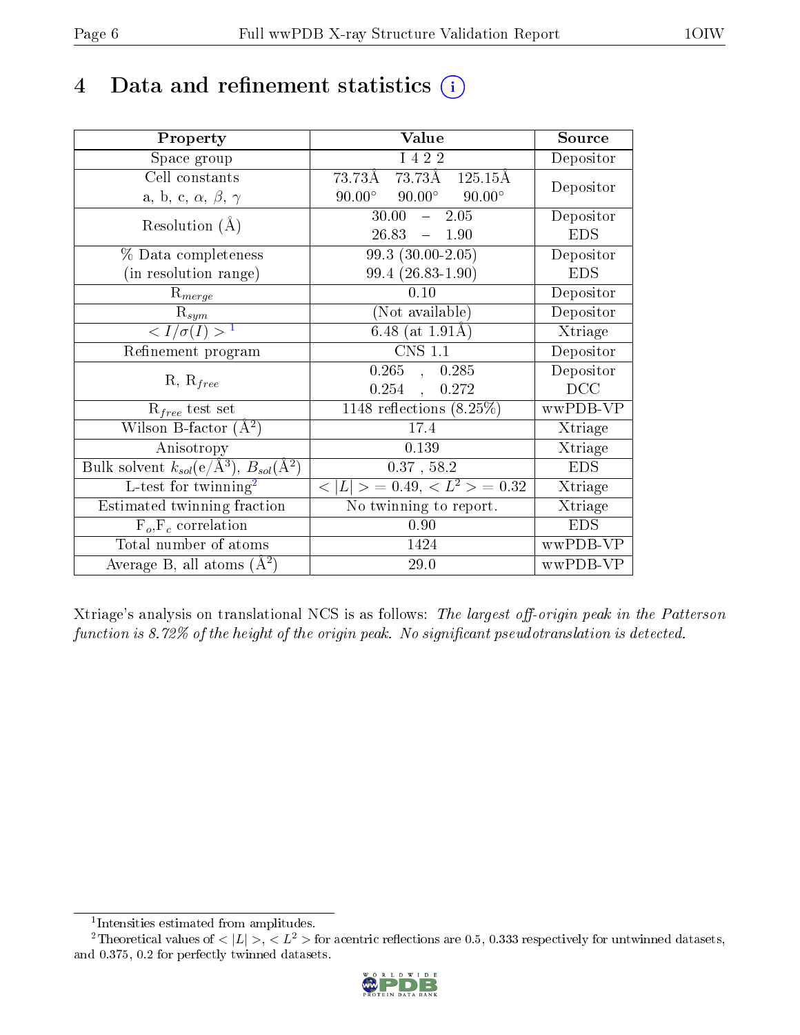# 4 Data and refinement statistics

| Property | Value | Source |
|---|---|---|
| Space group | I 4 2 2 | Depositor |
| Cell constants<br>a, b, c, $\alpha$, $\beta$, $\gamma$ | 73.73Å 73.73Å 125.15Å<br>90.00° 90.00° 90.00° | Depositor |
| Resolution (Å) | 30.00 – 2.05<br>26.83 – 1.90 | Depositor<br>EDS |
| % Data completeness<br>(in resolution range) | 99.3 (30.00-2.05)<br>99.4 (26.83-1.90) | Depositor<br>EDS |
| $R_{merge}$ | 0.10 | Depositor |
| $R_{sym}$ | (Not available) | Depositor |
| $< I/\sigma(I) >$ [1] | 6.48 (at 1.91Å) | Xtriage |
| Refinement program | CNS 1.1 | Depositor |
| R, $R_{free}$ | 0.265 , 0.285<br>0.254 , 0.272 | Depositor<br>DCC |
| $R_{free}$ test set | 1148 reflections (8.25%) | wwPDB-VP |
| Wilson B-factor (Å$^2$) | 17.4 | Xtriage |
| Anisotropy | 0.139 | Xtriage |
| Bulk solvent $k_{sol}$(e/Å$^3$), $B_{sol}$(Å$^2$) | 0.37 , 58.2 | EDS |
| L-test for twinning[2] | $< \|L\| >$ = 0.49, $< L^2 >$ = 0.32 | Xtriage |
| Estimated twinning fraction | No twinning to report. | Xtriage |
| $F_o$,$F_c$ correlation | 0.90 | EDS |
| Total number of atoms | 1424 | wwPDB-VP |
| Average B, all atoms (Å$^2$) | 29.0 | wwPDB-VP |

Xtriage's analysis on translational NCS is as follows: *The largest off-origin peak in the Patterson function is 8.72% of the height of the origin peak. No significant pseudotranslation is detected.*

[1] Intensities estimated from amplitudes.

[2] Theoretical values of $< |L| >$, $< L^2 >$ for acentric reflections are 0.5, 0.333 respectively for untwinned datasets, and 0.375, 0.2 for perfectly twinned datasets.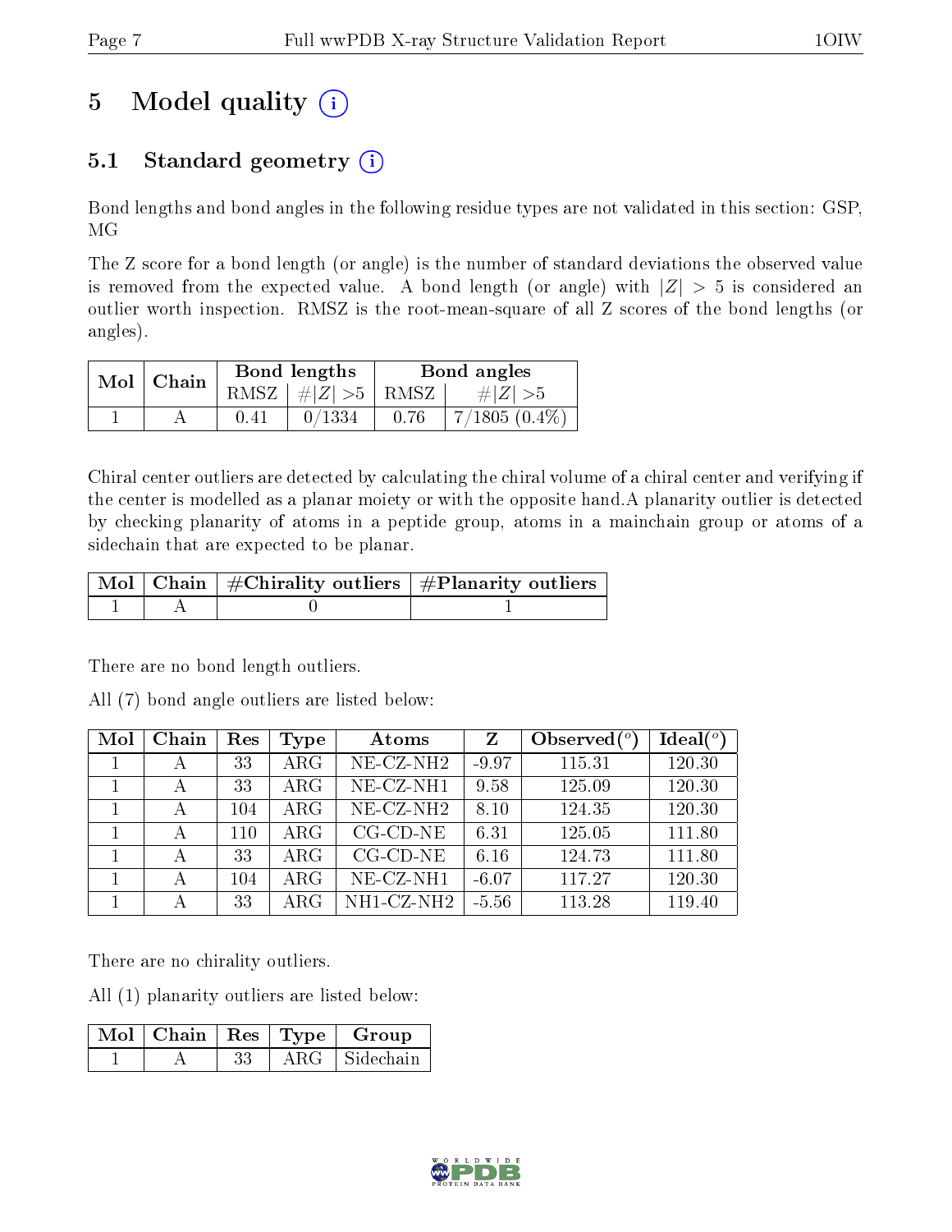# 5 Model quality (i)

## 5.1 Standard geometry (i)

Bond lengths and bond angles in the following residue types are not validated in this section: GSP, MG

The Z score for a bond length (or angle) is the number of standard deviations the observed value is removed from the expected value. A bond length (or angle) with $|Z| > 5$ is considered an outlier worth inspection. RMSZ is the root-mean-square of all Z scores of the bond lengths (or angles).

| Mol | Chain | Bond lengths | | Bond angles | |
|---|---|---|---|---|---|
| | | RMSZ | $\#\|Z\| > 5$ | RMSZ | $\#\|Z\| > 5$ |
| 1 | A | 0.41 | 0/1334 | 0.76 | 7/1805 (0.4%) |

Chiral center outliers are detected by calculating the chiral volume of a chiral center and verifying if the center is modelled as a planar moiety or with the opposite hand.A planarity outlier is detected by checking planarity of atoms in a peptide group, atoms in a mainchain group or atoms of a sidechain that are expected to be planar.

| Mol | Chain | #Chirality outliers | #Planarity outliers |
|---|---|---|---|
| 1 | A | 0 | 1 |

There are no bond length outliers.

All (7) bond angle outliers are listed below:

| Mol | Chain | Res | Type | Atoms | Z | Observed(°) | Ideal(°) |
|---|---|---|---|---|---|---|---|
| 1 | A | 33 | ARG | NE-CZ-NH2 | -9.97 | 115.31 | 120.30 |
| 1 | A | 33 | ARG | NE-CZ-NH1 | 9.58 | 125.09 | 120.30 |
| 1 | A | 104 | ARG | NE-CZ-NH2 | 8.10 | 124.35 | 120.30 |
| 1 | A | 110 | ARG | CG-CD-NE | 6.31 | 125.05 | 111.80 |
| 1 | A | 33 | ARG | CG-CD-NE | 6.16 | 124.73 | 111.80 |
| 1 | A | 104 | ARG | NE-CZ-NH1 | -6.07 | 117.27 | 120.30 |
| 1 | A | 33 | ARG | NH1-CZ-NH2 | -5.56 | 113.28 | 119.40 |

There are no chirality outliers.

All (1) planarity outliers are listed below:

| Mol | Chain | Res | Type | Group |
|---|---|---|---|---|
| 1 | A | 33 | ARG | Sidechain |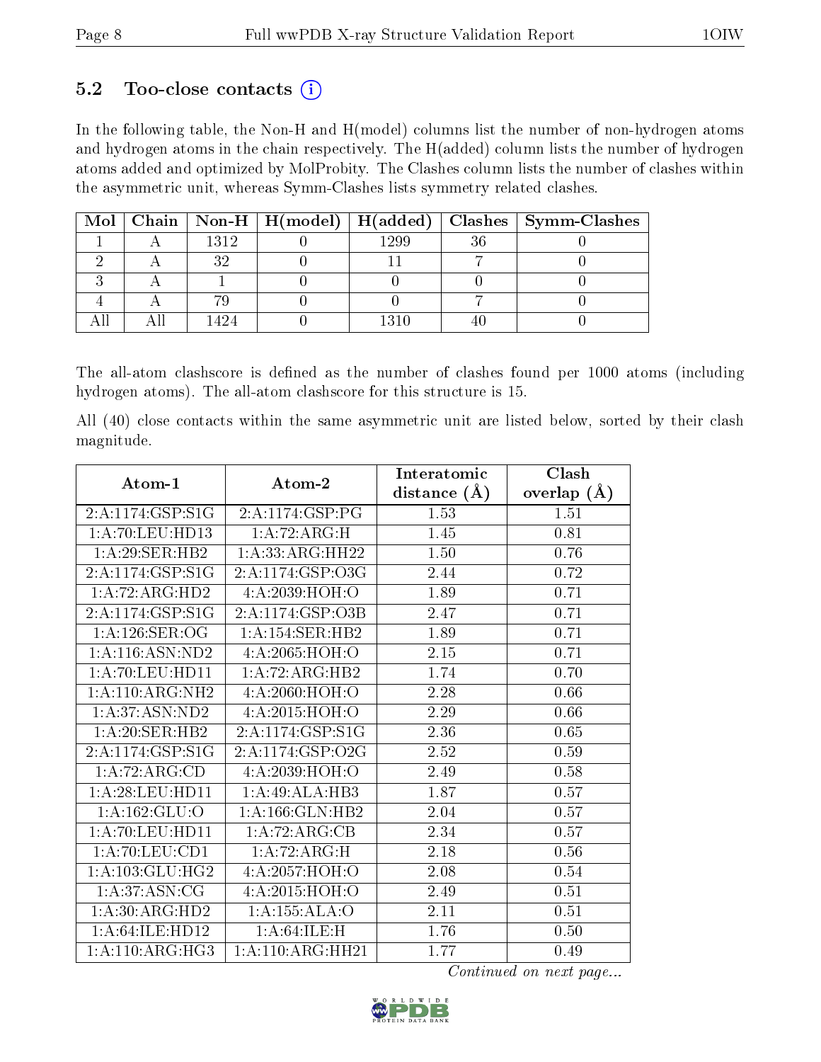### 5.2 Too-close contacts (i)

In the following table, the Non-H and H(model) columns list the number of non-hydrogen atoms and hydrogen atoms in the chain respectively. The H(added) column lists the number of hydrogen atoms added and optimized by MolProbity. The Clashes column lists the number of clashes within the asymmetric unit, whereas Symm-Clashes lists symmetry related clashes.

| Mol | Chain | Non-H | H(model) | H(added) | Clashes | Symm-Clashes |
|---|---|---|---|---|---|---|
| 1 | A | 1312 | 0 | 1299 | 36 | 0 |
| 2 | A | 32 | 0 | 11 | 7 | 0 |
| 3 | A | 1 | 0 | 0 | 0 | 0 |
| 4 | A | 79 | 0 | 0 | 7 | 0 |
| All | All | 1424 | 0 | 1310 | 40 | 0 |

The all-atom clashscore is defined as the number of clashes found per 1000 atoms (including hydrogen atoms). The all-atom clashscore for this structure is 15.

All (40) close contacts within the same asymmetric unit are listed below, sorted by their clash magnitude.

| Atom-1 | Atom-2 | Interatomic distance (Å) | Clash overlap (Å) |
|---|---|---|---|
| 2:A:1174:GSP:S1G | 2:A:1174:GSP:PG | 1.53 | 1.51 |
| 1:A:70:LEU:HD13 | 1:A:72:ARG:H | 1.45 | 0.81 |
| 1:A:29:SER:HB2 | 1:A:33:ARG:HH22 | 1.50 | 0.76 |
| 2:A:1174:GSP:S1G | 2:A:1174:GSP:O3G | 2.44 | 0.72 |
| 1:A:72:ARG:HD2 | 4:A:2039:HOH:O | 1.89 | 0.71 |
| 2:A:1174:GSP:S1G | 2:A:1174:GSP:O3B | 2.47 | 0.71 |
| 1:A:126:SER:OG | 1:A:154:SER:HB2 | 1.89 | 0.71 |
| 1:A:116:ASN:ND2 | 4:A:2065:HOH:O | 2.15 | 0.71 |
| 1:A:70:LEU:HD11 | 1:A:72:ARG:HB2 | 1.74 | 0.70 |
| 1:A:110:ARG:NH2 | 4:A:2060:HOH:O | 2.28 | 0.66 |
| 1:A:37:ASN:ND2 | 4:A:2015:HOH:O | 2.29 | 0.66 |
| 1:A:20:SER:HB2 | 2:A:1174:GSP:S1G | 2.36 | 0.65 |
| 2:A:1174:GSP:S1G | 2:A:1174:GSP:O2G | 2.52 | 0.59 |
| 1:A:72:ARG:CD | 4:A:2039:HOH:O | 2.49 | 0.58 |
| 1:A:28:LEU:HD11 | 1:A:49:ALA:HB3 | 1.87 | 0.57 |
| 1:A:162:GLU:O | 1:A:166:GLN:HB2 | 2.04 | 0.57 |
| 1:A:70:LEU:HD11 | 1:A:72:ARG:CB | 2.34 | 0.57 |
| 1:A:70:LEU:CD1 | 1:A:72:ARG:H | 2.18 | 0.56 |
| 1:A:103:GLU:HG2 | 4:A:2057:HOH:O | 2.08 | 0.54 |
| 1:A:37:ASN:CG | 4:A:2015:HOH:O | 2.49 | 0.51 |
| 1:A:30:ARG:HD2 | 1:A:155:ALA:O | 2.11 | 0.51 |
| 1:A:64:ILE:HD12 | 1:A:64:ILE:H | 1.76 | 0.50 |
| 1:A:110:ARG:HG3 | 1:A:110:ARG:HH21 | 1.77 | 0.49 |

*Continued on next page...*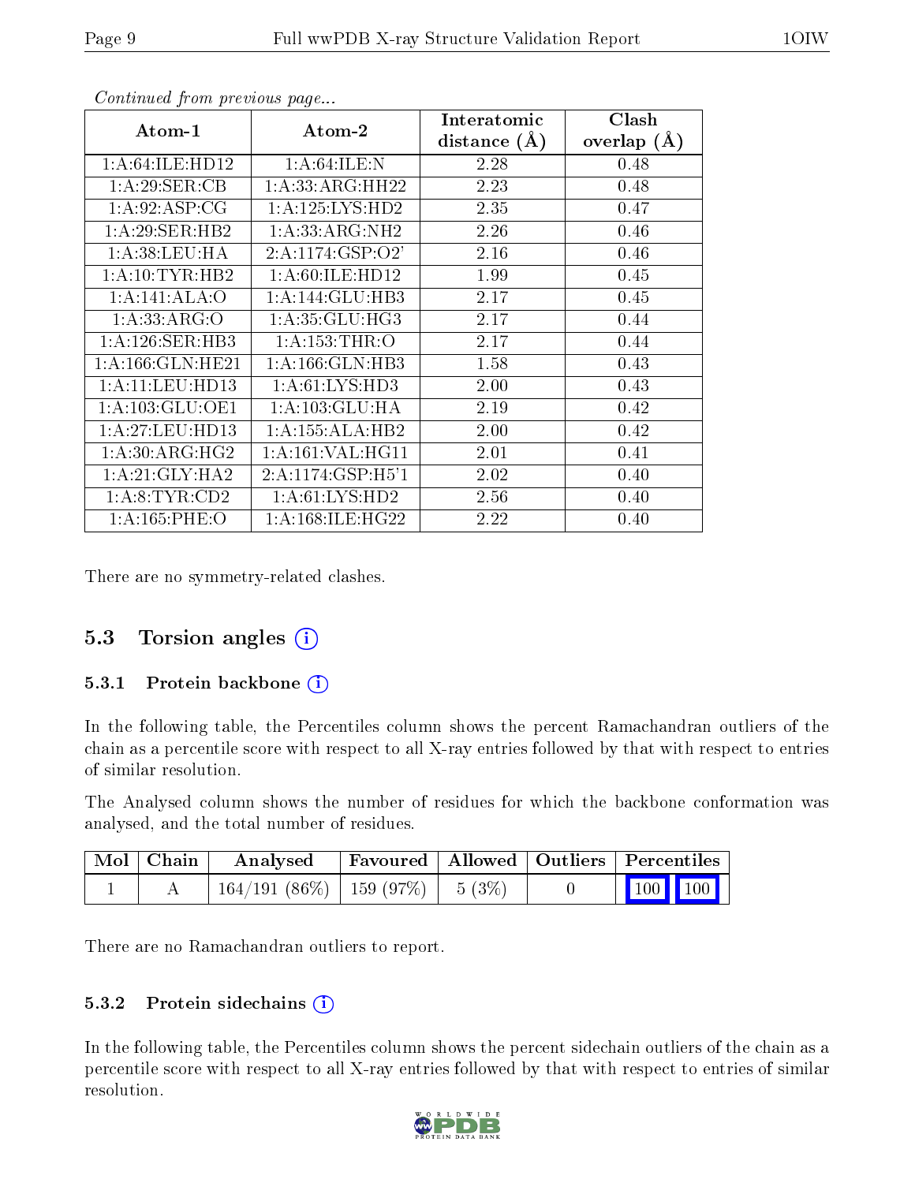*Continued from previous page...*

| Atom-1 | Atom-2 | Interatomic distance (Å) | Clash overlap (Å) |
|---|---|---|---|
| 1:A:64:ILE:HD12 | 1:A:64:ILE:N | 2.28 | 0.48 |
| 1:A:29:SER:CB | 1:A:33:ARG:HH22 | 2.23 | 0.48 |
| 1:A:92:ASP:CG | 1:A:125:LYS:HD2 | 2.35 | 0.47 |
| 1:A:29:SER:HB2 | 1:A:33:ARG:NH2 | 2.26 | 0.46 |
| 1:A:38:LEU:HA | 2:A:1174:GSP:O2' | 2.16 | 0.46 |
| 1:A:10:TYR:HB2 | 1:A:60:ILE:HD12 | 1.99 | 0.45 |
| 1:A:141:ALA:O | 1:A:144:GLU:HB3 | 2.17 | 0.45 |
| 1:A:33:ARG:O | 1:A:35:GLU:HG3 | 2.17 | 0.44 |
| 1:A:126:SER:HB3 | 1:A:153:THR:O | 2.17 | 0.44 |
| 1:A:166:GLN:HE21 | 1:A:166:GLN:HB3 | 1.58 | 0.43 |
| 1:A:11:LEU:HD13 | 1:A:61:LYS:HD3 | 2.00 | 0.43 |
| 1:A:103:GLU:OE1 | 1:A:103:GLU:HA | 2.19 | 0.42 |
| 1:A:27:LEU:HD13 | 1:A:155:ALA:HB2 | 2.00 | 0.42 |
| 1:A:30:ARG:HG2 | 1:A:161:VAL:HG11 | 2.01 | 0.41 |
| 1:A:21:GLY:HA2 | 2:A:1174:GSP:H5'1 | 2.02 | 0.40 |
| 1:A:8:TYR:CD2 | 1:A:61:LYS:HD2 | 2.56 | 0.40 |
| 1:A:165:PHE:O | 1:A:168:ILE:HG22 | 2.22 | 0.40 |

There are no symmetry-related clashes.

## 5.3 Torsion angles

### 5.3.1 Protein backbone

In the following table, the Percentiles column shows the percent Ramachandran outliers of the chain as a percentile score with respect to all X-ray entries followed by that with respect to entries of similar resolution.

The Analysed column shows the number of residues for which the backbone conformation was analysed, and the total number of residues.

| Mol | Chain | Analysed | Favoured | Allowed | Outliers | Percentiles |
|---|---|---|---|---|---|---|
| 1 | A | 164/191 (86%) | 159 (97%) | 5 (3%) | 0 | 100 100 |

There are no Ramachandran outliers to report.

### 5.3.2 Protein sidechains

In the following table, the Percentiles column shows the percent sidechain outliers of the chain as a percentile score with respect to all X-ray entries followed by that with respect to entries of similar resolution.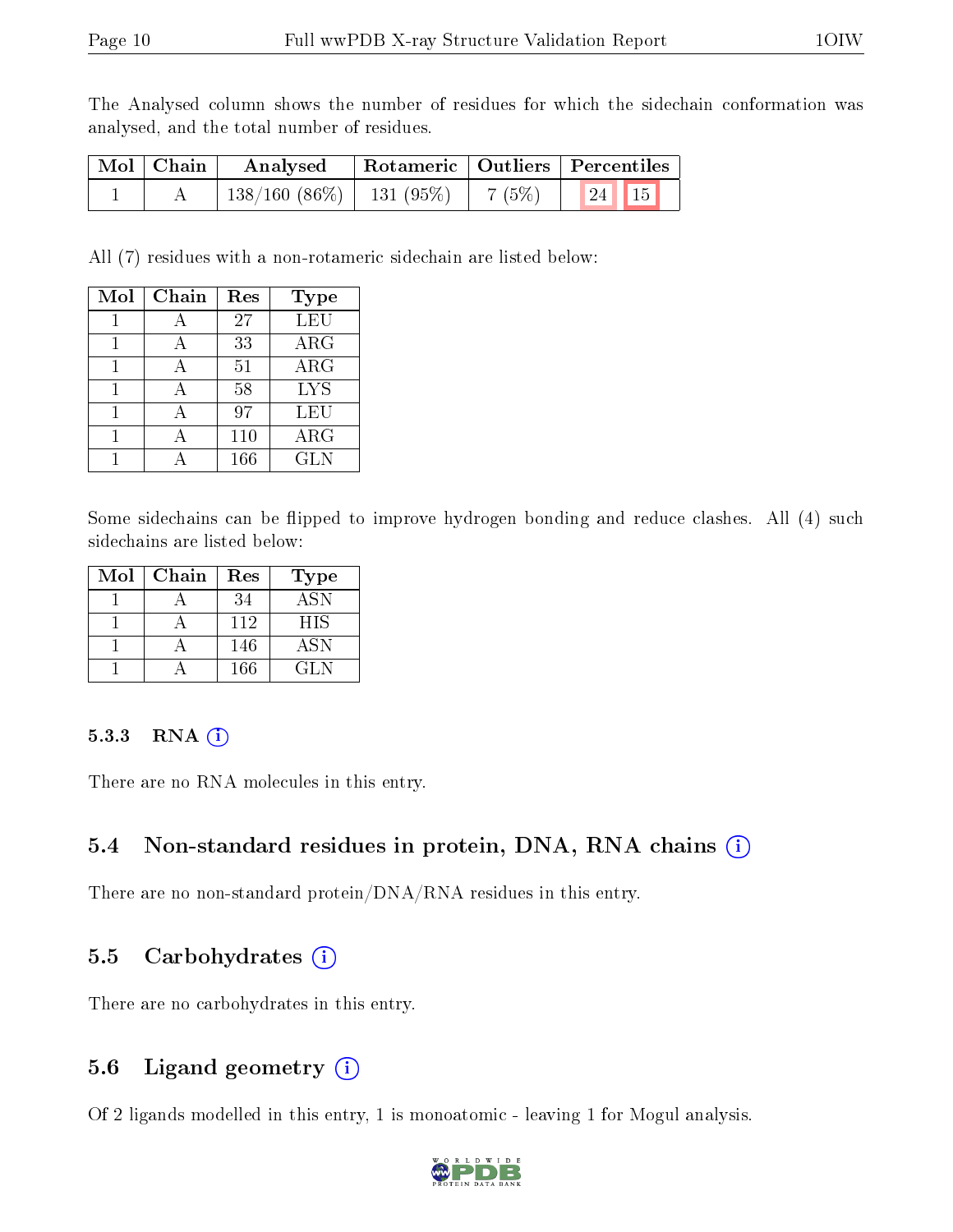The Analysed column shows the number of residues for which the sidechain conformation was analysed, and the total number of residues.

| Mol | Chain | Analysed | Rotameric | Outliers | Percentiles | |
|---|---|---|---|---|---|---|
| 1 | A | 138/160 (86%) | 131 (95%) | 7 (5%) | 24 | 15 |

All (7) residues with a non-rotameric sidechain are listed below:

| Mol | Chain | Res | Type |
|---|---|---|---|
| 1 | A | 27 | LEU |
| 1 | A | 33 | ARG |
| 1 | A | 51 | ARG |
| 1 | A | 58 | LYS |
| 1 | A | 97 | LEU |
| 1 | A | 110 | ARG |
| 1 | A | 166 | GLN |

Some sidechains can be flipped to improve hydrogen bonding and reduce clashes. All (4) such sidechains are listed below:

| Mol | Chain | Res | Type |
|---|---|---|---|
| 1 | A | 34 | ASN |
| 1 | A | 112 | HIS |
| 1 | A | 146 | ASN |
| 1 | A | 166 | GLN |

#### 5.3.3 RNA

There are no RNA molecules in this entry.

### 5.4 Non-standard residues in protein, DNA, RNA chains

There are no non-standard protein/DNA/RNA residues in this entry.

### 5.5 Carbohydrates

There are no carbohydrates in this entry.

### 5.6 Ligand geometry

Of 2 ligands modelled in this entry, 1 is monoatomic - leaving 1 for Mogul analysis.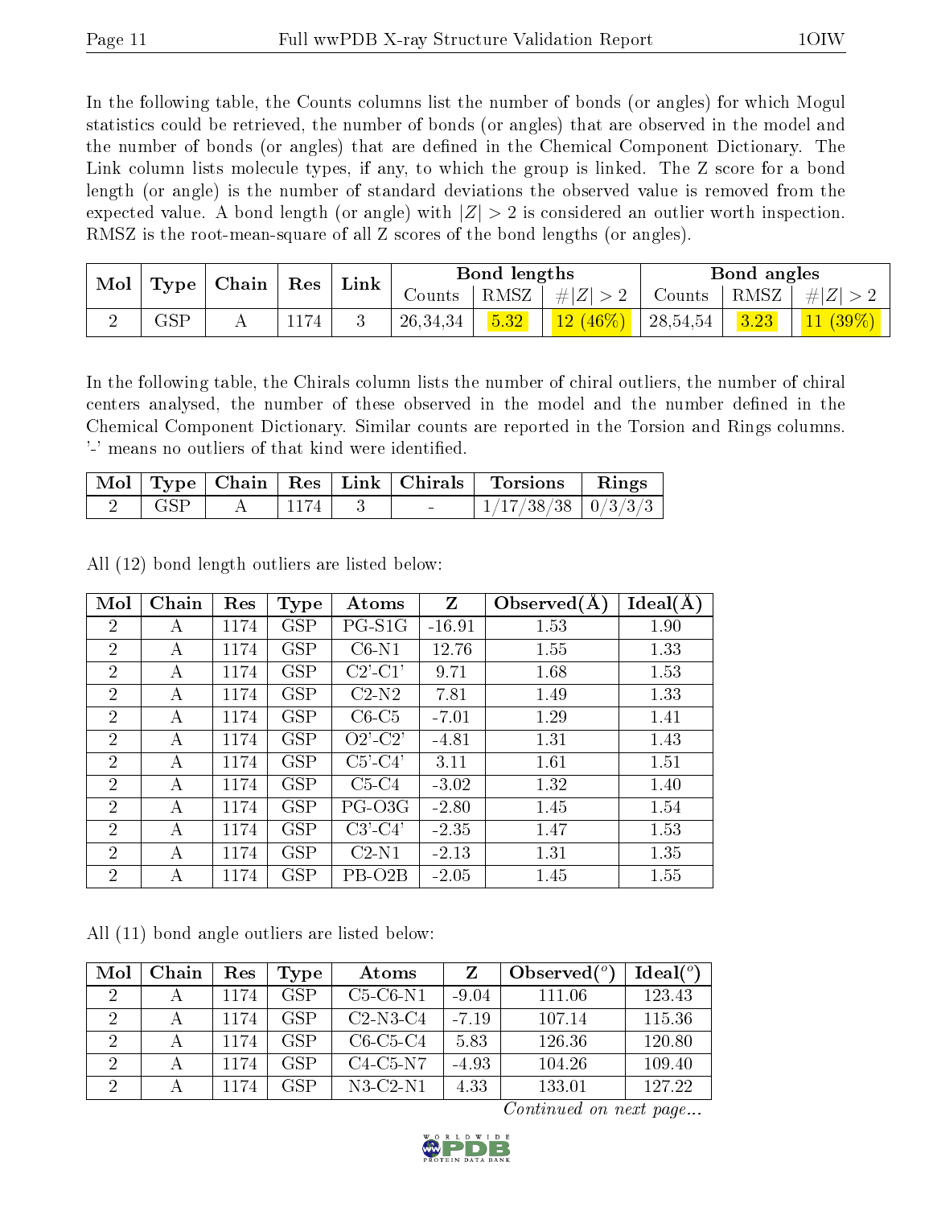In the following table, the Counts columns list the number of bonds (or angles) for which Mogul statistics could be retrieved, the number of bonds (or angles) that are observed in the model and the number of bonds (or angles) that are defined in the Chemical Component Dictionary. The Link column lists molecule types, if any, to which the group is linked. The Z score for a bond length (or angle) is the number of standard deviations the observed value is removed from the expected value. A bond length (or angle) with $|Z| > 2$ is considered an outlier worth inspection. RMSZ is the root-mean-square of all Z scores of the bond lengths (or angles).

| Mol | Type | Chain | Res | Link | Bond lengths | | | Bond angles | | |
|---|---|---|---|---|---|---|---|---|---|---|
| | | | | | Counts | RMSZ | $\#\|Z\| > 2$ | Counts | RMSZ | $\#\|Z\| > 2$ |
| 2 | GSP | A | 1174 | 3 | 26,34,34 | 5.32 | 12 (46%) | 28,54,54 | 3.23 | 11 (39%) |

In the following table, the Chirals column lists the number of chiral outliers, the number of chiral centers analysed, the number of these observed in the model and the number defined in the Chemical Component Dictionary. Similar counts are reported in the Torsion and Rings columns. '-' means no outliers of that kind were identified.

| Mol | Type | Chain | Res | Link | Chirals | Torsions | Rings |
|---|---|---|---|---|---|---|---|
| 2 | GSP | A | 1174 | 3 | - | 1/17/38/38 | 0/3/3/3 |

All (12) bond length outliers are listed below:

| Mol | Chain | Res | Type | Atoms | Z | Observed(Å) | Ideal(Å) |
|---|---|---|---|---|---|---|---|
| 2 | A | 1174 | GSP | PG-S1G | -16.91 | 1.53 | 1.90 |
| 2 | A | 1174 | GSP | C6-N1 | 12.76 | 1.55 | 1.33 |
| 2 | A | 1174 | GSP | C2'-C1' | 9.71 | 1.68 | 1.53 |
| 2 | A | 1174 | GSP | C2-N2 | 7.81 | 1.49 | 1.33 |
| 2 | A | 1174 | GSP | C6-C5 | -7.01 | 1.29 | 1.41 |
| 2 | A | 1174 | GSP | O2'-C2' | -4.81 | 1.31 | 1.43 |
| 2 | A | 1174 | GSP | C5'-C4' | 3.11 | 1.61 | 1.51 |
| 2 | A | 1174 | GSP | C5-C4 | -3.02 | 1.32 | 1.40 |
| 2 | A | 1174 | GSP | PG-O3G | -2.80 | 1.45 | 1.54 |
| 2 | A | 1174 | GSP | C3'-C4' | -2.35 | 1.47 | 1.53 |
| 2 | A | 1174 | GSP | C2-N1 | -2.13 | 1.31 | 1.35 |
| 2 | A | 1174 | GSP | PB-O2B | -2.05 | 1.45 | 1.55 |

All (11) bond angle outliers are listed below:

| Mol | Chain | Res | Type | Atoms | Z | Observed($^o$) | Ideal($^o$) |
|---|---|---|---|---|---|---|---|
| 2 | A | 1174 | GSP | C5-C6-N1 | -9.04 | 111.06 | 123.43 |
| 2 | A | 1174 | GSP | C2-N3-C4 | -7.19 | 107.14 | 115.36 |
| 2 | A | 1174 | GSP | C6-C5-C4 | 5.83 | 126.36 | 120.80 |
| 2 | A | 1174 | GSP | C4-C5-N7 | -4.93 | 104.26 | 109.40 |
| 2 | A | 1174 | GSP | N3-C2-N1 | 4.33 | 133.01 | 127.22 |

*Continued on next page...*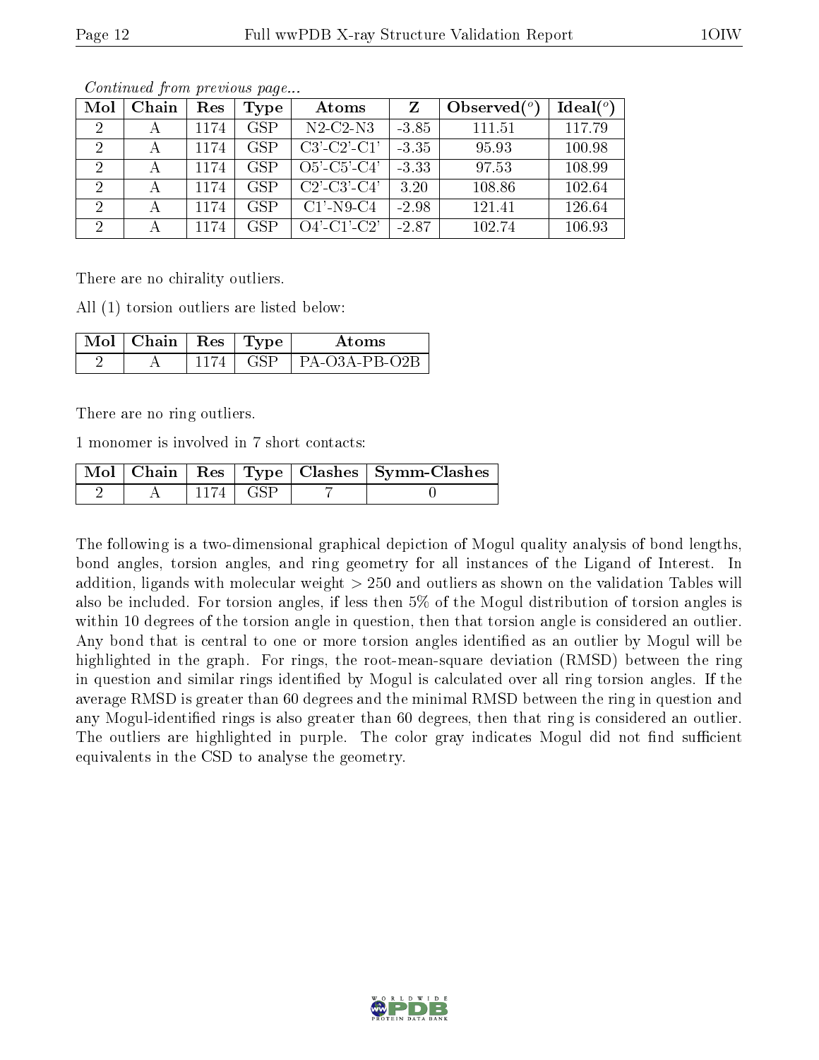*Continued from previous page...*

| Mol | Chain | Res | Type | Atoms | Z | Observed(°) | Ideal(°) |
|---|---|---|---|---|---|---|---|
| 2 | A | 1174 | GSP | N2-C2-N3 | -3.85 | 111.51 | 117.79 |
| 2 | A | 1174 | GSP | C3'-C2'-C1' | -3.35 | 95.93 | 100.98 |
| 2 | A | 1174 | GSP | O5'-C5'-C4' | -3.33 | 97.53 | 108.99 |
| 2 | A | 1174 | GSP | C2'-C3'-C4' | 3.20 | 108.86 | 102.64 |
| 2 | A | 1174 | GSP | C1'-N9-C4 | -2.98 | 121.41 | 126.64 |
| 2 | A | 1174 | GSP | O4'-C1'-C2' | -2.87 | 102.74 | 106.93 |

There are no chirality outliers.

All (1) torsion outliers are listed below:

| Mol | Chain | Res | Type | Atoms |
|---|---|---|---|---|
| 2 | A | 1174 | GSP | PA-O3A-PB-O2B |

There are no ring outliers.

1 monomer is involved in 7 short contacts:

| Mol | Chain | Res | Type | Clashes | Symm-Clashes |
|---|---|---|---|---|---|
| 2 | A | 1174 | GSP | 7 | 0 |

The following is a two-dimensional graphical depiction of Mogul quality analysis of bond lengths, bond angles, torsion angles, and ring geometry for all instances of the Ligand of Interest. In addition, ligands with molecular weight > 250 and outliers as shown on the validation Tables will also be included. For torsion angles, if less then 5% of the Mogul distribution of torsion angles is within 10 degrees of the torsion angle in question, then that torsion angle is considered an outlier. Any bond that is central to one or more torsion angles identified as an outlier by Mogul will be highlighted in the graph. For rings, the root-mean-square deviation (RMSD) between the ring in question and similar rings identified by Mogul is calculated over all ring torsion angles. If the average RMSD is greater than 60 degrees and the minimal RMSD between the ring in question and any Mogul-identified rings is also greater than 60 degrees, then that ring is considered an outlier. The outliers are highlighted in purple. The color gray indicates Mogul did not find sufficient equivalents in the CSD to analyse the geometry.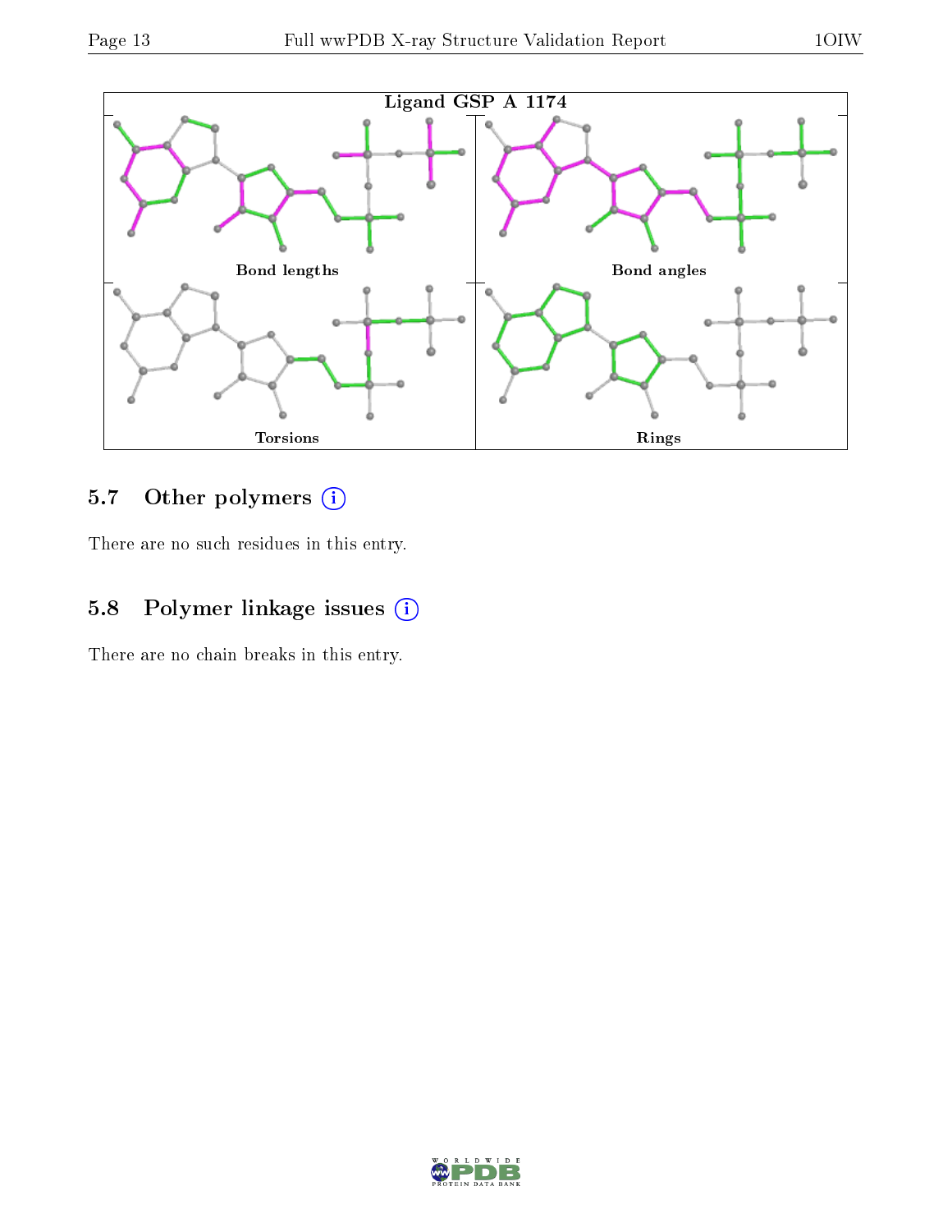Ligand GSP A 1174

Bond lengths

Bond angles

Torsions

Rings

## 5.7 Other polymers (i)

There are no such residues in this entry.

## 5.8 Polymer linkage issues (i)

There are no chain breaks in this entry.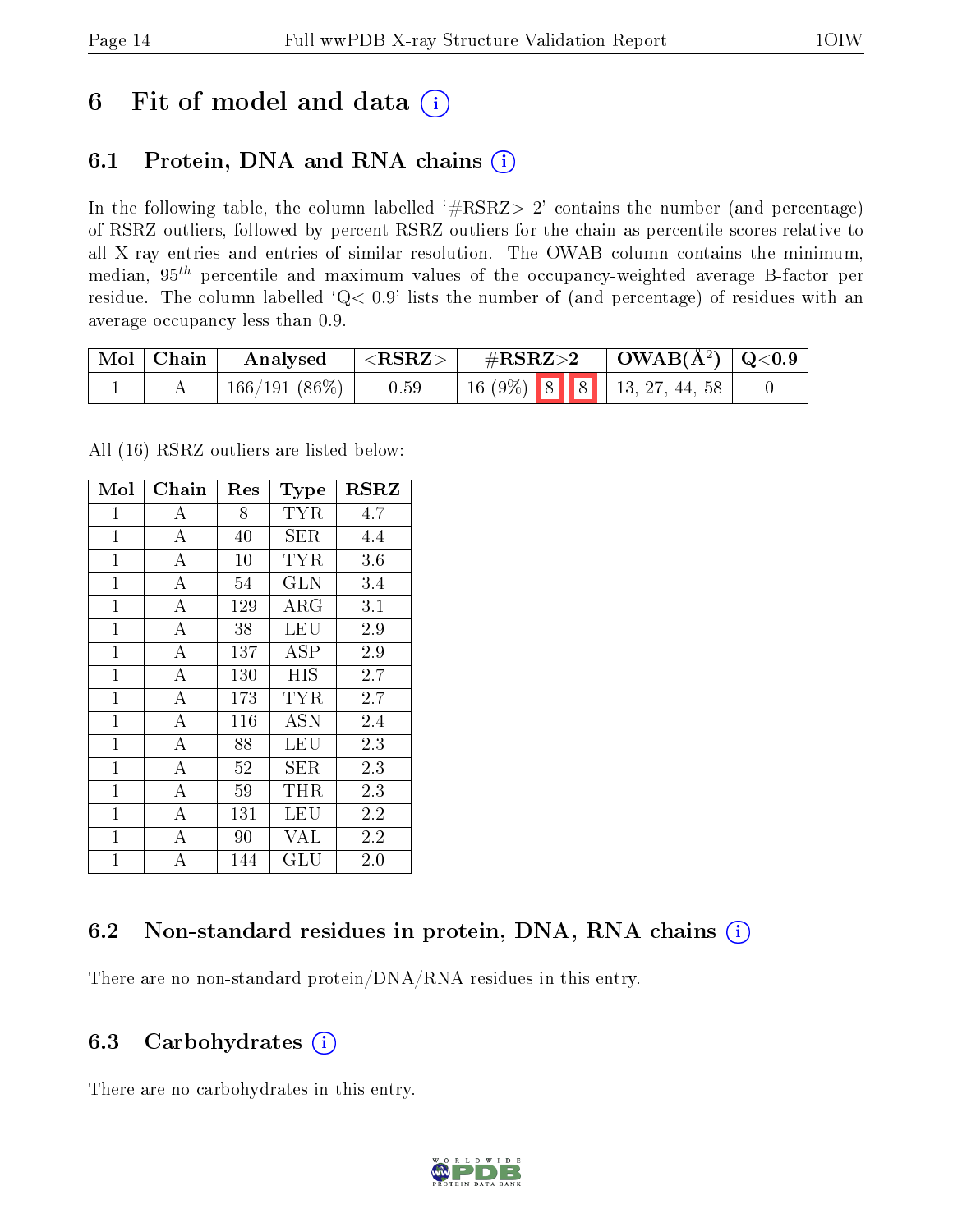# 6 Fit of model and data (i)

## 6.1 Protein, DNA and RNA chains (i)

In the following table, the column labelled '#RSRZ> 2' contains the number (and percentage) of RSRZ outliers, followed by percent RSRZ outliers for the chain as percentile scores relative to all X-ray entries and entries of similar resolution. The OWAB column contains the minimum, median, $95^{th}$ percentile and maximum values of the occupancy-weighted average B-factor per residue. The column labelled 'Q< 0.9' lists the number of (and percentage) of residues with an average occupancy less than 0.9.

| Mol | Chain | Analysed | <RSRZ> | #RSRZ>2 | | | OWAB($Å^2$) | Q<0.9 |
|---|---|---|---|---|---|---|---|---|
| 1 | A | 166/191 (86%) | 0.59 | 16 (9%) | 8 | 8 | 13, 27, 44, 58 | 0 |

All (16) RSRZ outliers are listed below:

| Mol | Chain | Res | Type | RSRZ |
|---|---|---|---|---|
| 1 | A | 8 | TYR | 4.7 |
| 1 | A | 40 | SER | 4.4 |
| 1 | A | 10 | TYR | 3.6 |
| 1 | A | 54 | GLN | 3.4 |
| 1 | A | 129 | ARG | 3.1 |
| 1 | A | 38 | LEU | 2.9 |
| 1 | A | 137 | ASP | 2.9 |
| 1 | A | 130 | HIS | 2.7 |
| 1 | A | 173 | TYR | 2.7 |
| 1 | A | 116 | ASN | 2.4 |
| 1 | A | 88 | LEU | 2.3 |
| 1 | A | 52 | SER | 2.3 |
| 1 | A | 59 | THR | 2.3 |
| 1 | A | 131 | LEU | 2.2 |
| 1 | A | 90 | VAL | 2.2 |
| 1 | A | 144 | GLU | 2.0 |

## 6.2 Non-standard residues in protein, DNA, RNA chains (i)

There are no non-standard protein/DNA/RNA residues in this entry.

## 6.3 Carbohydrates (i)

There are no carbohydrates in this entry.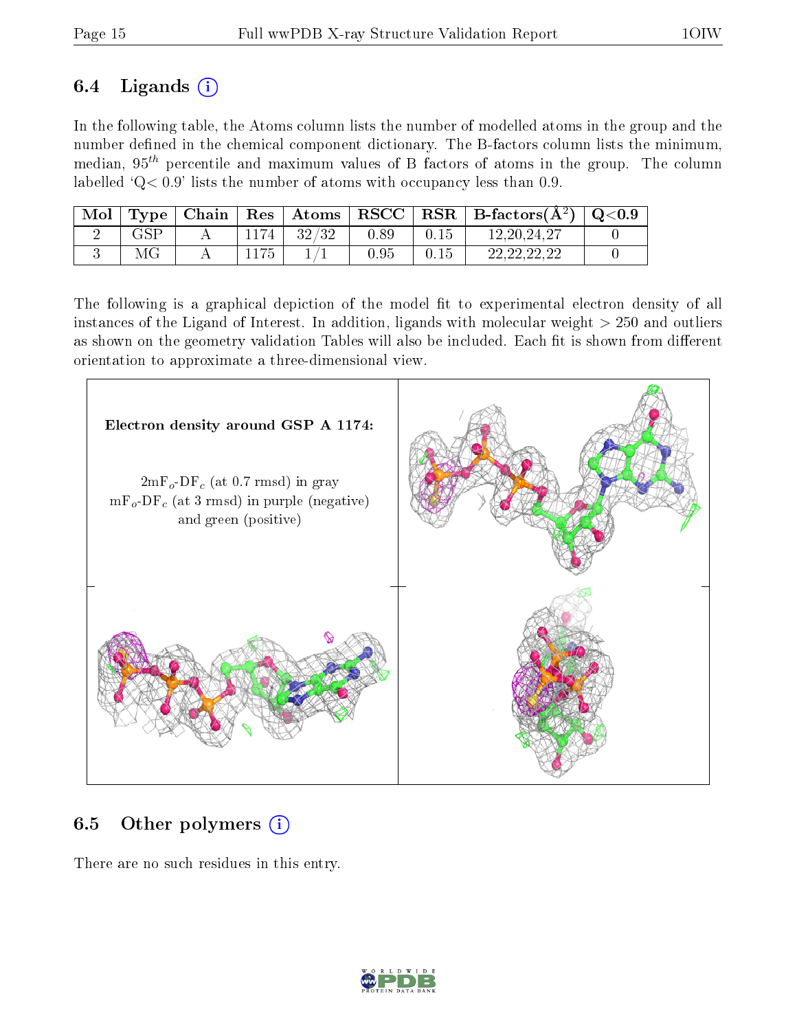## 6.4 Ligands

In the following table, the Atoms column lists the number of modelled atoms in the group and the number defined in the chemical component dictionary. The B-factors column lists the minimum, median, $95^{th}$ percentile and maximum values of B factors of atoms in the group. The column labelled 'Q< 0.9' lists the number of atoms with occupancy less than 0.9.

| Mol | Type | Chain | Res | Atoms | RSCC | RSR | B-factors(Å$^2$) | Q<0.9 |
|---|---|---|---|---|---|---|---|---|
| 2 | GSP | A | 1174 | 32/32 | 0.89 | 0.15 | 12,20,24,27 | 0 |
| 3 | MG | A | 1175 | 1/1 | 0.95 | 0.15 | 22,22,22,22 | 0 |

The following is a graphical depiction of the model fit to experimental electron density of all instances of the Ligand of Interest. In addition, ligands with molecular weight > 250 and outliers as shown on the geometry validation Tables will also be included. Each fit is shown from different orientation to approximate a three-dimensional view.

**Electron density around GSP A 1174:**

$2mF_o$-$DF_c$ (at 0.7 rmsd) in gray
$mF_o$-$DF_c$ (at 3 rmsd) in purple (negative) and green (positive)

## 6.5 Other polymers

There are no such residues in this entry.